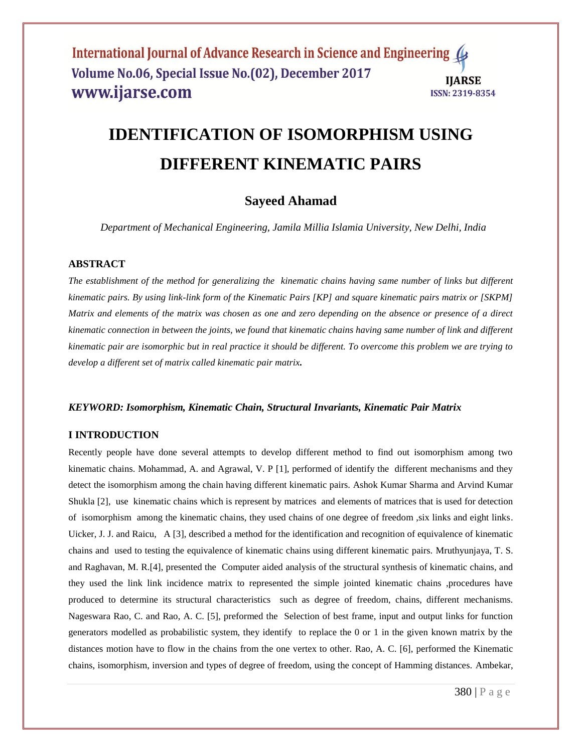# IDENTIFICATION OF ISOMORPHISM USING DIFFERENT KINEMATIC PAIRS

## Sayeed Ahamad

*Department of Mechanical Engineering, Jamila Millia Islamia University, New Delhi, India*

### ABSTRACT

*The establishment of the method for generalizing the kinematic chains having same number of links but different kinematic pairs. By using link-link form of the Kinematic Pairs [KP] and square kinematic pairs matrix or [SKPM] Matrix and elements of the matrix was chosen as one and zero depending on the absence or presence of a direct kinematic connection in between the joints, we found that kinematic chains having same number of link and different kinematic pair are isomorphic but in real practice it should be different. To overcome this problem we are trying to develop a different set of matrix called kinematic pair matrix.*

***KEYWORD: Isomorphism, Kinematic Chain, Structural Invariants, Kinematic Pair Matrix***

### I INTRODUCTION

Recently people have done several attempts to develop different method to find out isomorphism among two kinematic chains. Mohammad, A. and Agrawal, V. P [1], performed of identify the different mechanisms and they detect the isomorphism among the chain having different kinematic pairs. Ashok Kumar Sharma and Arvind Kumar Shukla [2], use kinematic chains which is represent by matrices and elements of matrices that is used for detection of isomorphism among the kinematic chains, they used chains of one degree of freedom ,six links and eight links. Uicker, J. J. and Raicu, A [3], described a method for the identification and recognition of equivalence of kinematic chains and used to testing the equivalence of kinematic chains using different kinematic pairs. Mruthyunjaya, T. S. and Raghavan, M. R.[4], presented the Computer aided analysis of the structural synthesis of kinematic chains, and they used the link link incidence matrix to represented the simple jointed kinematic chains ,procedures have produced to determine its structural characteristics such as degree of freedom, chains, different mechanisms. Nageswara Rao, C. and Rao, A. C. [5], preformed the Selection of best frame, input and output links for function generators modelled as probabilistic system, they identify to replace the 0 or 1 in the given known matrix by the distances motion have to flow in the chains from the one vertex to other. Rao, A. C. [6], performed the Kinematic chains, isomorphism, inversion and types of degree of freedom, using the concept of Hamming distances. Ambekar,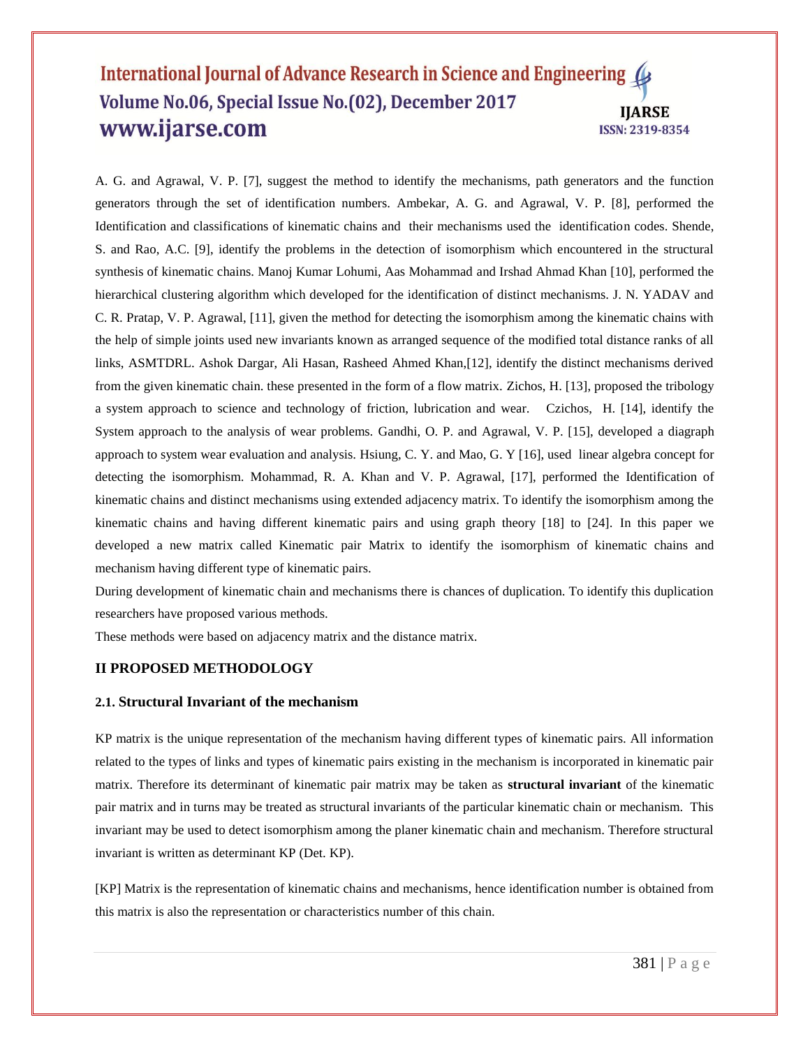A. G. and Agrawal, V. P. [7], suggest the method to identify the mechanisms, path generators and the function generators through the set of identification numbers. Ambekar, A. G. and Agrawal, V. P. [8], performed the Identification and classifications of kinematic chains and their mechanisms used the identification codes. Shende, S. and Rao, A.C. [9], identify the problems in the detection of isomorphism which encountered in the structural synthesis of kinematic chains. Manoj Kumar Lohumi, Aas Mohammad and Irshad Ahmad Khan [10], performed the hierarchical clustering algorithm which developed for the identification of distinct mechanisms. J. N. YADAV and C. R. Pratap, V. P. Agrawal, [11], given the method for detecting the isomorphism among the kinematic chains with the help of simple joints used new invariants known as arranged sequence of the modified total distance ranks of all links, ASMTDRL. Ashok Dargar, Ali Hasan, Rasheed Ahmed Khan,[12], identify the distinct mechanisms derived from the given kinematic chain. these presented in the form of a flow matrix. Zichos, H. [13], proposed the tribology a system approach to science and technology of friction, lubrication and wear. Czichos, H. [14], identify the System approach to the analysis of wear problems. Gandhi, O. P. and Agrawal, V. P. [15], developed a diagraph approach to system wear evaluation and analysis. Hsiung, C. Y. and Mao, G. Y [16], used linear algebra concept for detecting the isomorphism. Mohammad, R. A. Khan and V. P. Agrawal, [17], performed the Identification of kinematic chains and distinct mechanisms using extended adjacency matrix. To identify the isomorphism among the kinematic chains and having different kinematic pairs and using graph theory [18] to [24]. In this paper we developed a new matrix called Kinematic pair Matrix to identify the isomorphism of kinematic chains and mechanism having different type of kinematic pairs.

During development of kinematic chain and mechanisms there is chances of duplication. To identify this duplication researchers have proposed various methods.

These methods were based on adjacency matrix and the distance matrix.

## II PROPOSED METHODOLOGY

### 2.1. Structural Invariant of the mechanism

KP matrix is the unique representation of the mechanism having different types of kinematic pairs. All information related to the types of links and types of kinematic pairs existing in the mechanism is incorporated in kinematic pair matrix. Therefore its determinant of kinematic pair matrix may be taken as **structural invariant** of the kinematic pair matrix and in turns may be treated as structural invariants of the particular kinematic chain or mechanism. This invariant may be used to detect isomorphism among the planer kinematic chain and mechanism. Therefore structural invariant is written as determinant KP (Det. KP).

[KP] Matrix is the representation of kinematic chains and mechanisms, hence identification number is obtained from this matrix is also the representation or characteristics number of this chain.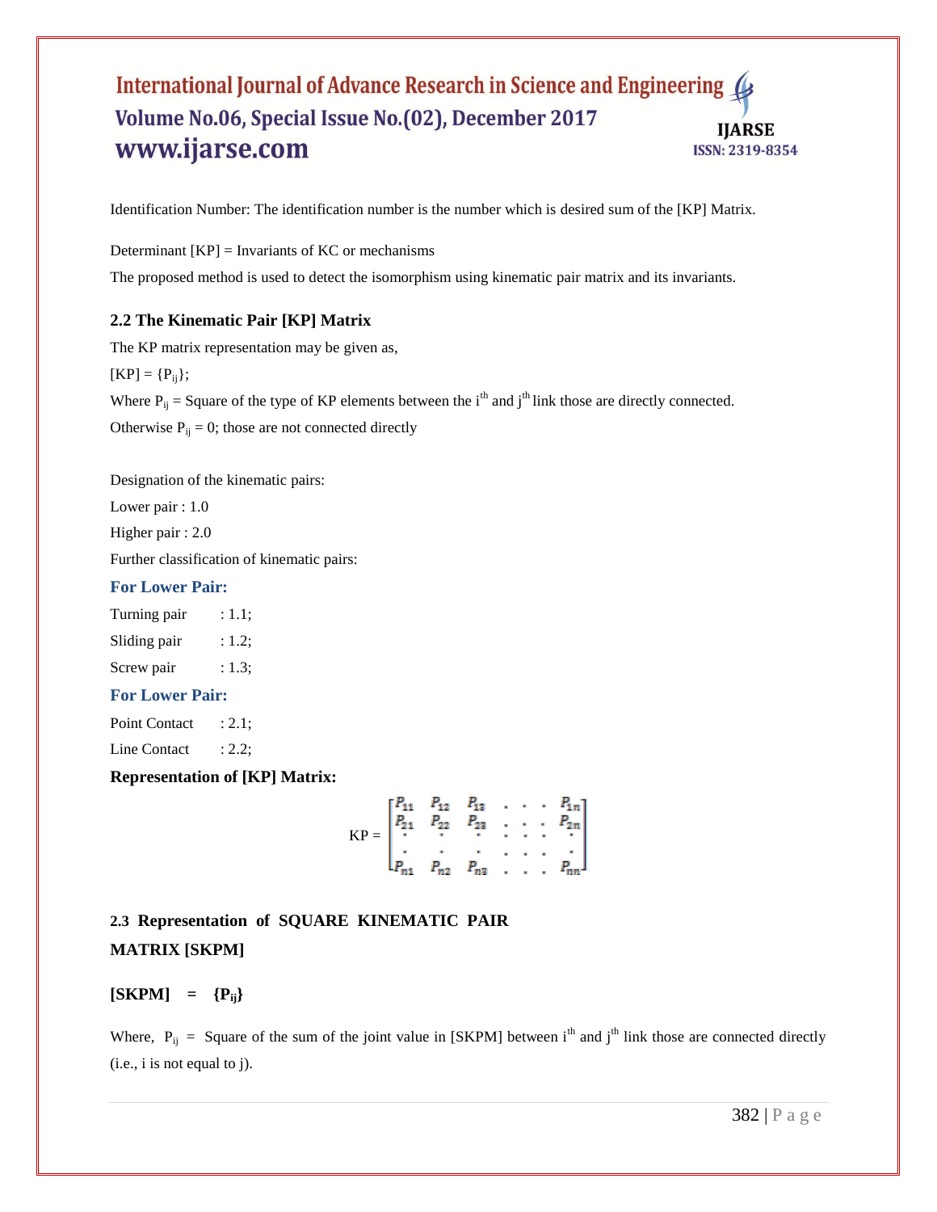Identification Number: The identification number is the number which is desired sum of the [KP] Matrix.

Determinant [KP] = Invariants of KC or mechanisms

The proposed method is used to detect the isomorphism using kinematic pair matrix and its invariants.

### 2.2 The Kinematic Pair [KP] Matrix

The KP matrix representation may be given as,

$[KP] = \{P_{ij}\}$;

Where $P_{ij}$ = Square of the type of KP elements between the $i^{th}$ and $j^{th}$ link those are directly connected.

Otherwise $P_{ij} = 0$; those are not connected directly

Designation of the kinematic pairs:

Lower pair : 1.0

Higher pair : 2.0

Further classification of kinematic pairs:

**For Lower Pair:**

Turning pair : 1.1;

Sliding pair : 1.2;

Screw pair : 1.3;

**For Lower Pair:**

Point Contact : 2.1;

Line Contact : 2.2;

**Representation of [KP] Matrix:**

$$KP = \begin{bmatrix} P_{11} & P_{12} & P_{13} & . & . & . & P_{1n} \\ P_{21} & P_{22} & P_{23} & . & . & . & P_{2n} \\ . & . & . & . & . & . & . \\ . & . & . & . & . & . & . \\ P_{n1} & P_{n2} & P_{n3} & . & . & . & P_{nn} \end{bmatrix}$$

### 2.3 Representation of SQUARE KINEMATIC PAIR MATRIX [SKPM]

**$[SKPM] = \{P_{ij}\}$**

Where, $P_{ij}$ = Square of the sum of the joint value in [SKPM] between $i^{th}$ and $j^{th}$ link those are connected directly (i.e., i is not equal to j).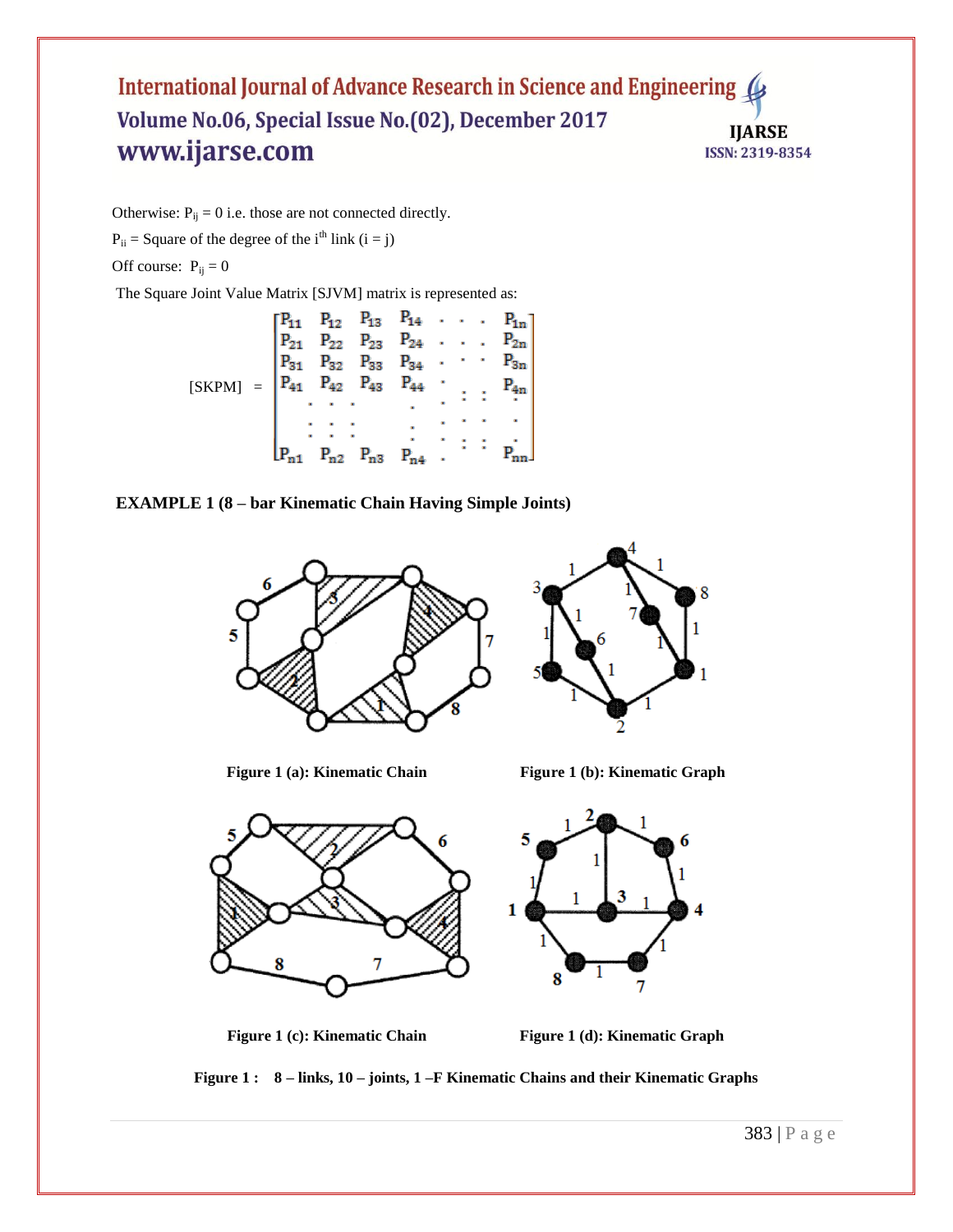Otherwise: $P_{ij} = 0$ i.e. those are not connected directly.

$P_{ii}$ = Square of the degree of the $i^{th}$ link (i = j)

Off course: $P_{ij} = 0$

The Square Joint Value Matrix [SJVM] matrix is represented as:

$$[SKPM] = \begin{bmatrix} P_{11} & P_{12} & P_{13} & P_{14} & \cdots & P_{1n} \\ P_{21} & P_{22} & P_{23} & P_{24} & \cdots & P_{2n} \\ P_{31} & P_{32} & P_{33} & P_{34} & \cdots & P_{3n} \\ P_{41} & P_{42} & P_{43} & P_{44} & \cdots & P_{4n} \\ \vdots & \vdots & \vdots & \vdots & \ddots & \vdots \\ P_{n1} & P_{n2} & P_{n3} & P_{n4} & \cdots & P_{nn} \end{bmatrix}$$

**EXAMPLE 1 (8 – bar Kinematic Chain Having Simple Joints)**

**Figure 1 (a): Kinematic Chain**

**Figure 1 (b): Kinematic Graph**

**Figure 1 (c): Kinematic Chain**

**Figure 1 (d): Kinematic Graph**

**Figure 1 : 8 – links, 10 – joints, 1 –F Kinematic Chains and their Kinematic Graphs**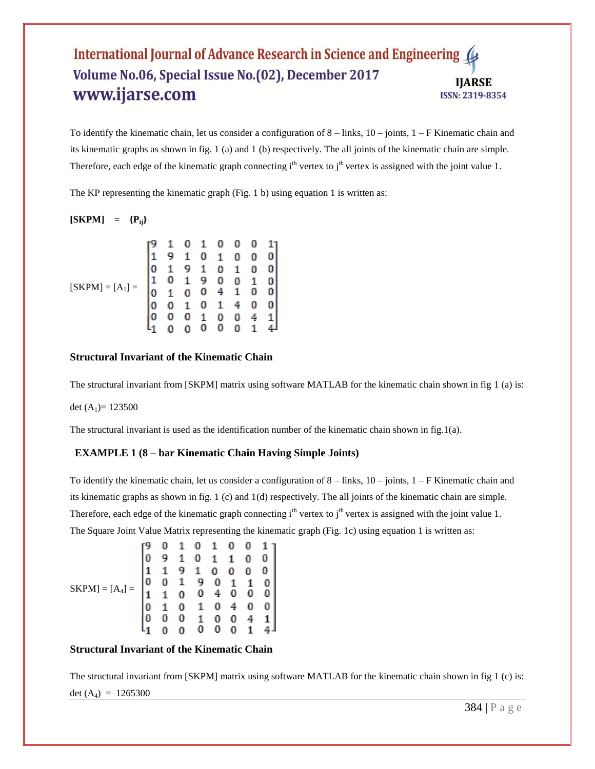To identify the kinematic chain, let us consider a configuration of 8 – links, 10 – joints, 1 – F Kinematic chain and its kinematic graphs as shown in fig. 1 (a) and 1 (b) respectively. The all joints of the kinematic chain are simple. Therefore, each edge of the kinematic graph connecting $i^{th}$ vertex to $j^{th}$ vertex is assigned with the joint value 1.

The KP representing the kinematic graph (Fig. 1 b) using equation 1 is written as:

**[SKPM] = $\{P_{ij}\}$**

$$
[SKPM] = [A_1] = \begin{bmatrix} 9 & 1 & 0 & 1 & 0 & 0 & 0 & 1 \\ 1 & 9 & 1 & 0 & 1 & 0 & 0 & 0 \\ 0 & 1 & 9 & 1 & 0 & 1 & 0 & 0 \\ 1 & 0 & 1 & 9 & 0 & 0 & 1 & 0 \\ 0 & 1 & 0 & 0 & 4 & 1 & 0 & 0 \\ 0 & 0 & 1 & 0 & 1 & 4 & 0 & 0 \\ 0 & 0 & 0 & 1 & 0 & 0 & 4 & 1 \\ 1 & 0 & 0 & 0 & 0 & 0 & 1 & 4 \end{bmatrix}
$$

**Structural Invariant of the Kinematic Chain**

The structural invariant from [SKPM] matrix using software MATLAB for the kinematic chain shown in fig 1 (a) is:

det $(A_1)$= 123500

The structural invariant is used as the identification number of the kinematic chain shown in fig.1(a).

**EXAMPLE 1 (8 – bar Kinematic Chain Having Simple Joints)**

To identify the kinematic chain, let us consider a configuration of 8 – links, 10 – joints, 1 – F Kinematic chain and its kinematic graphs as shown in fig. 1 (c) and 1(d) respectively. The all joints of the kinematic chain are simple. Therefore, each edge of the kinematic graph connecting $i^{th}$ vertex to $j^{th}$ vertex is assigned with the joint value 1. The Square Joint Value Matrix representing the kinematic graph (Fig. 1c) using equation 1 is written as:

$$
SKPM] = [A_4] = \begin{bmatrix} 9 & 0 & 1 & 0 & 1 & 0 & 0 & 1 \\ 0 & 9 & 1 & 0 & 1 & 1 & 0 & 0 \\ 1 & 1 & 9 & 1 & 0 & 0 & 0 & 0 \\ 0 & 0 & 1 & 9 & 0 & 1 & 1 & 0 \\ 1 & 1 & 0 & 0 & 4 & 0 & 0 & 0 \\ 0 & 1 & 0 & 1 & 0 & 4 & 0 & 0 \\ 0 & 0 & 0 & 1 & 0 & 0 & 4 & 1 \\ 1 & 0 & 0 & 0 & 0 & 0 & 1 & 4 \end{bmatrix}
$$

**Structural Invariant of the Kinematic Chain**

The structural invariant from [SKPM] matrix using software MATLAB for the kinematic chain shown in fig 1 (c) is:

det $(A_4)$ = 1265300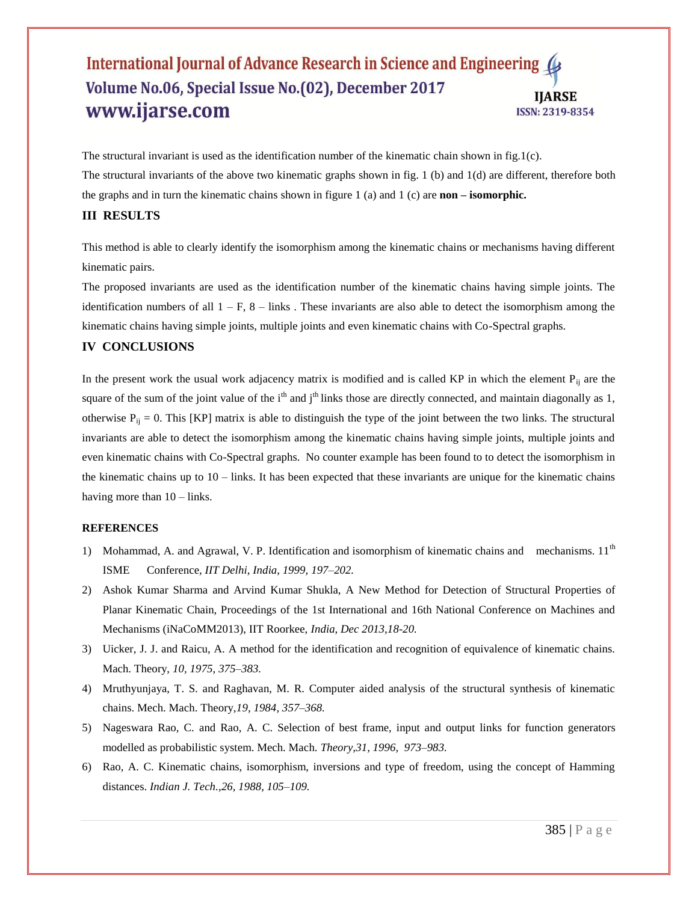The structural invariant is used as the identification number of the kinematic chain shown in fig.1(c).

The structural invariants of the above two kinematic graphs shown in fig. 1 (b) and 1(d) are different, therefore both the graphs and in turn the kinematic chains shown in figure 1 (a) and 1 (c) are **non – isomorphic.**

### III RESULTS

This method is able to clearly identify the isomorphism among the kinematic chains or mechanisms having different kinematic pairs.

The proposed invariants are used as the identification number of the kinematic chains having simple joints. The identification numbers of all 1 – F, 8 – links . These invariants are also able to detect the isomorphism among the kinematic chains having simple joints, multiple joints and even kinematic chains with Co-Spectral graphs.

### IV CONCLUSIONS

In the present work the usual work adjacency matrix is modified and is called KP in which the element $P_{ij}$ are the square of the sum of the joint value of the $i^{th}$ and $j^{th}$ links those are directly connected, and maintain diagonally as 1, otherwise $P_{ij} = 0$. This [KP] matrix is able to distinguish the type of the joint between the two links. The structural invariants are able to detect the isomorphism among the kinematic chains having simple joints, multiple joints and even kinematic chains with Co-Spectral graphs. No counter example has been found to to detect the isomorphism in the kinematic chains up to 10 – links. It has been expected that these invariants are unique for the kinematic chains having more than 10 – links.

**REFERENCES**

1) Mohammad, A. and Agrawal, V. P. Identification and isomorphism of kinematic chains and mechanisms. 11th ISME Conference, *IIT Delhi, India, 1999, 197–202.*
2) Ashok Kumar Sharma and Arvind Kumar Shukla, A New Method for Detection of Structural Properties of Planar Kinematic Chain, Proceedings of the 1st International and 16th National Conference on Machines and Mechanisms (iNaCoMM2013), IIT Roorkee, *India, Dec 2013,18-20.*
3) Uicker, J. J. and Raicu, A. A method for the identification and recognition of equivalence of kinematic chains. Mach. Theory*, 10, 1975, 375–383.*
4) Mruthyunjaya, T. S. and Raghavan, M. R. Computer aided analysis of the structural synthesis of kinematic chains. Mech. Mach. Theory,*19, 1984, 357–368.*
5) Nageswara Rao, C. and Rao, A. C. Selection of best frame, input and output links for function generators modelled as probabilistic system. Mech. Mach. *Theory,31, 1996, 973–983.*
6) Rao, A. C. Kinematic chains, isomorphism, inversions and type of freedom, using the concept of Hamming distances. *Indian J. Tech.,26, 1988, 105–109.*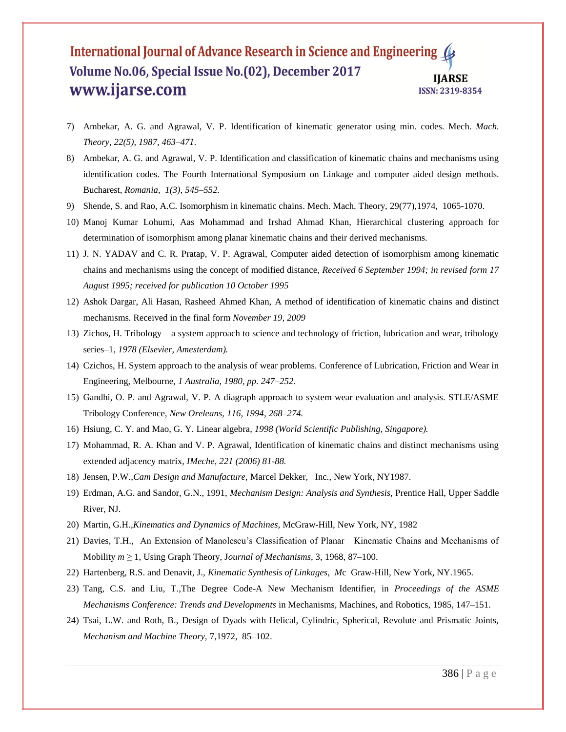7) Ambekar, A. G. and Agrawal, V. P. Identification of kinematic generator using min. codes. Mech. *Mach. Theory, 22(5), 1987, 463–471*.
8) Ambekar, A. G. and Agrawal, V. P. Identification and classification of kinematic chains and mechanisms using identification codes. The Fourth International Symposium on Linkage and computer aided design methods. Bucharest, *Romania, 1(3), 545–552.*
9) Shende, S. and Rao, A.C. Isomorphism in kinematic chains. Mech. Mach. Theory, 29(77),1974, 1065-1070.
10) Manoj Kumar Lohumi, Aas Mohammad and Irshad Ahmad Khan, Hierarchical clustering approach for determination of isomorphism among planar kinematic chains and their derived mechanisms.
11) J. N. YADAV and C. R. Pratap, V. P. Agrawal, Computer aided detection of isomorphism among kinematic chains and mechanisms using the concept of modified distance, *Received 6 September 1994; in revised form 17 August 1995; received for publication 10 October 1995*
12) Ashok Dargar, Ali Hasan, Rasheed Ahmed Khan, A method of identification of kinematic chains and distinct mechanisms. Received in the final form *November 19, 2009*
13) Zichos, H. Tribology – a system approach to science and technology of friction, lubrication and wear, tribology series–1, *1978 (Elsevier, Amesterdam).*
14) Czichos, H. System approach to the analysis of wear problems. Conference of Lubrication, Friction and Wear in Engineering, Melbourne, *1 Australia, 1980, pp. 247–252.*
15) Gandhi, O. P. and Agrawal, V. P. A diagraph approach to system wear evaluation and analysis. STLE/ASME Tribology Conference, *New Oreleans, 116, 1994, 268–274.*
16) Hsiung, C. Y. and Mao, G. Y. Linear algebra, *1998 (World Scientific Publishing, Singapore).*
17) Mohammad, R. A. Khan and V. P. Agrawal, Identification of kinematic chains and distinct mechanisms using extended adjacency matrix, *IMeche, 221 (2006) 81-88.*
18) Jensen, P.W.,*Cam Design and Manufacture,* Marcel Dekker, Inc., New York, NY1987.
19) Erdman, A.G. and Sandor, G.N., 1991, *Mechanism Design: Analysis and Synthesis,* Prentice Hall, Upper Saddle River, NJ.
20) Martin, G.H.,*Kinematics and Dynamics of Machines,* McGraw-Hill, New York, NY, 1982
21) Davies, T.H., An Extension of Manolescu's Classification of Planar Kinematic Chains and Mechanisms of Mobility $m \geq 1$, Using Graph Theory, J*ournal of Mechanisms*, 3, 1968, 87–100.
22) Hartenberg, R.S. and Denavit, J., *Kinematic Synthesis of Linkages, M*c Graw-Hill, New York, NY.1965.
23) Tang, C.S. and Liu, T.,The Degree Code-A New Mechanism Identifier, in *Proceedings of the ASME Mechanisms Conference: Trends and Developments* in Mechanisms, Machines, and Robotics, 1985, 147–151.
24) Tsai, L.W. and Roth, B., Design of Dyads with Helical, Cylindric, Spherical, Revolute and Prismatic Joints, *Mechanism and Machine Theory,* 7,1972, 85–102.